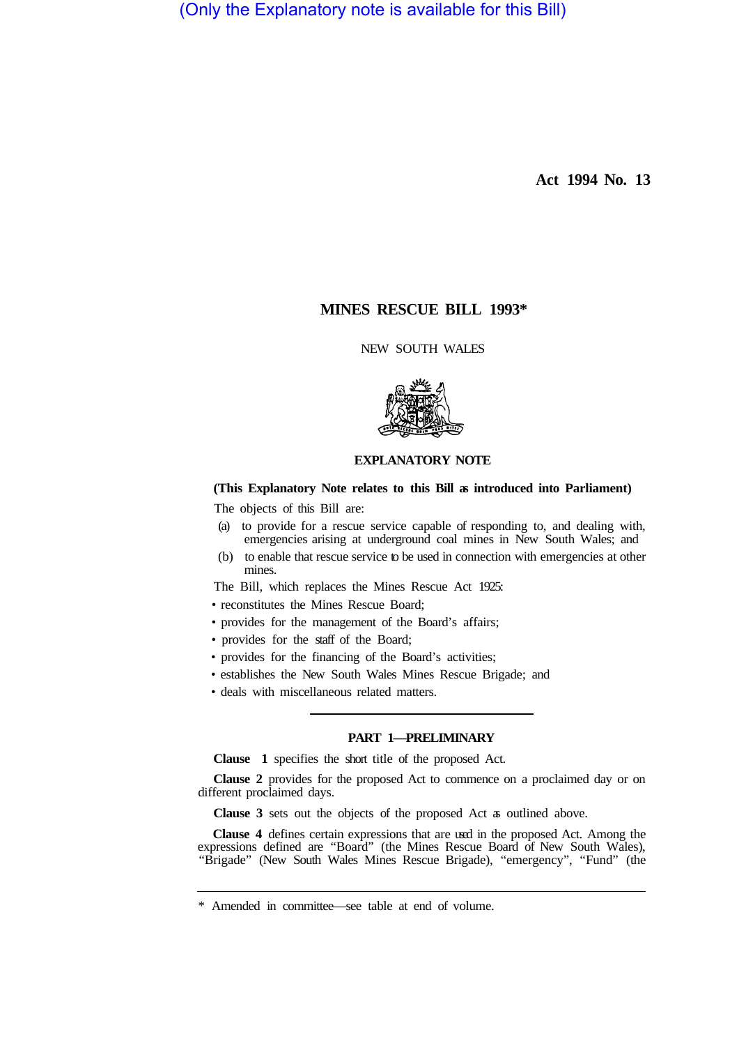(Only the Explanatory note is available for this Bill)

**Act 1994 No. 13**

# MINES RESCUE BILL 1993*

NEW SOUTH WALES

## EXPLANATORY NOTE

**(This Explanatory Note relates to this Bill as introduced into Parliament)**

The objects of this Bill are:

(a) to provide for a rescue service capable of responding to, and dealing with, emergencies arising at underground coal mines in New South Wales; and

(b) to enable that rescue service to be used in connection with emergencies at other mines.

The Bill, which replaces the Mines Rescue Act 1925:

- reconstitutes the Mines Rescue Board;
- provides for the management of the Board's affairs;
- provides for the staff of the Board;
- provides for the financing of the Board's activities;
- establishes the New South Wales Mines Rescue Brigade; and
- deals with miscellaneous related matters.

### PART 1—PRELIMINARY

**Clause 1** specifies the short title of the proposed Act.

**Clause 2** provides for the proposed Act to commence on a proclaimed day or on different proclaimed days.

**Clause 3** sets out the objects of the proposed Act as outlined above.

**Clause 4** defines certain expressions that are used in the proposed Act. Among the expressions defined are "Board" (the Mines Rescue Board of New South Wales), "Brigade" (New South Wales Mines Rescue Brigade), "emergency", "Fund" (the

---

* Amended in committee—see table at end of volume.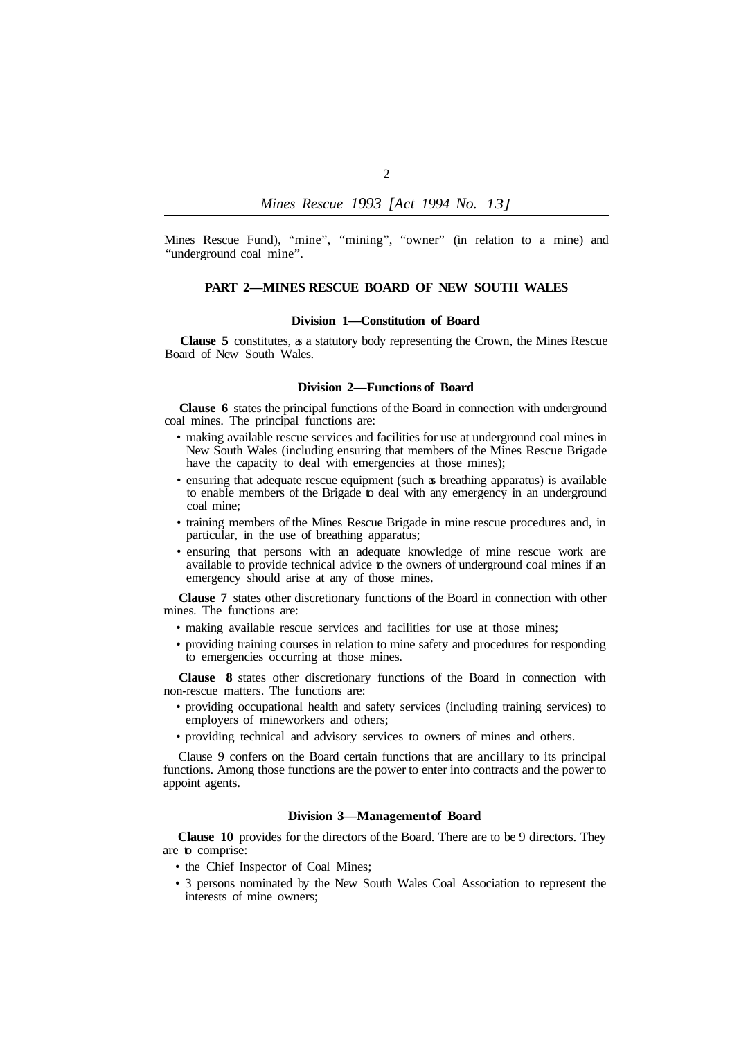Mines Rescue Fund), "mine", "mining", "owner" (in relation to a mine) and "underground coal mine".

## PART 2—MINES RESCUE BOARD OF NEW SOUTH WALES

### Division 1—Constitution of Board

**Clause 5** constitutes, as a statutory body representing the Crown, the Mines Rescue Board of New South Wales.

### Division 2—Functions of Board

**Clause 6** states the principal functions of the Board in connection with underground coal mines. The principal functions are:

- making available rescue services and facilities for use at underground coal mines in New South Wales (including ensuring that members of the Mines Rescue Brigade have the capacity to deal with emergencies at those mines);
- ensuring that adequate rescue equipment (such as breathing apparatus) is available to enable members of the Brigade to deal with any emergency in an underground coal mine;
- training members of the Mines Rescue Brigade in mine rescue procedures and, in particular, in the use of breathing apparatus;
- ensuring that persons with an adequate knowledge of mine rescue work are available to provide technical advice to the owners of underground coal mines if an emergency should arise at any of those mines.

**Clause 7** states other discretionary functions of the Board in connection with other mines. The functions are:

- making available rescue services and facilities for use at those mines;
- providing training courses in relation to mine safety and procedures for responding to emergencies occurring at those mines.

**Clause 8** states other discretionary functions of the Board in connection with non-rescue matters. The functions are:

- providing occupational health and safety services (including training services) to employers of mineworkers and others;
- providing technical and advisory services to owners of mines and others.

Clause 9 confers on the Board certain functions that are ancillary to its principal functions. Among those functions are the power to enter into contracts and the power to appoint agents.

### Division 3—Management of Board

**Clause 10** provides for the directors of the Board. There are to be 9 directors. They are to comprise:

- the Chief Inspector of Coal Mines;
- 3 persons nominated by the New South Wales Coal Association to represent the interests of mine owners;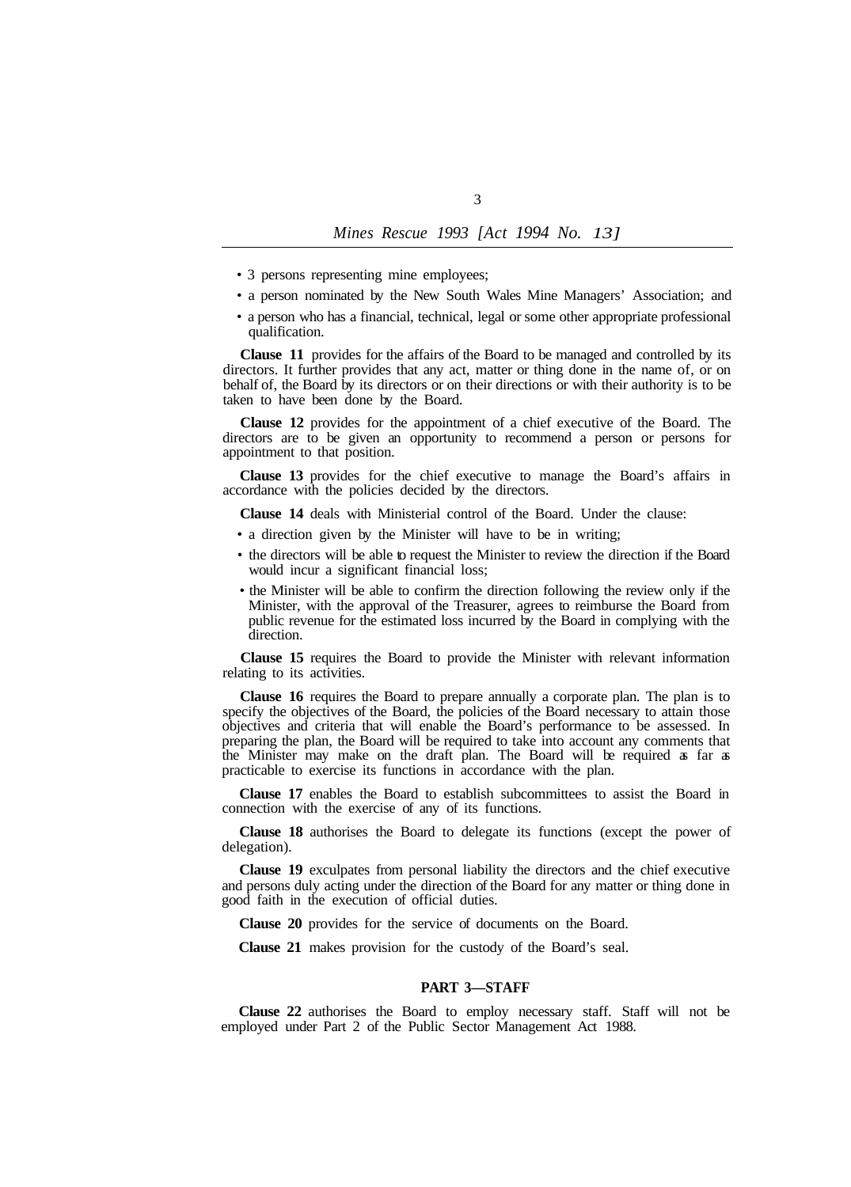- 3 persons representing mine employees;
- a person nominated by the New South Wales Mine Managers' Association; and
- a person who has a financial, technical, legal or some other appropriate professional qualification.

**Clause 11** provides for the affairs of the Board to be managed and controlled by its directors. It further provides that any act, matter or thing done in the name of, or on behalf of, the Board by its directors or on their directions or with their authority is to be taken to have been done by the Board.

**Clause 12** provides for the appointment of a chief executive of the Board. The directors are to be given an opportunity to recommend a person or persons for appointment to that position.

**Clause 13** provides for the chief executive to manage the Board's affairs in accordance with the policies decided by the directors.

**Clause 14** deals with Ministerial control of the Board. Under the clause:

- a direction given by the Minister will have to be in writing;
- the directors will be able to request the Minister to review the direction if the Board would incur a significant financial loss;
- the Minister will be able to confirm the direction following the review only if the Minister, with the approval of the Treasurer, agrees to reimburse the Board from public revenue for the estimated loss incurred by the Board in complying with the direction.

**Clause 15** requires the Board to provide the Minister with relevant information relating to its activities.

**Clause 16** requires the Board to prepare annually a corporate plan. The plan is to specify the objectives of the Board, the policies of the Board necessary to attain those objectives and criteria that will enable the Board's performance to be assessed. In preparing the plan, the Board will be required to take into account any comments that the Minister may make on the draft plan. The Board will be required as far as practicable to exercise its functions in accordance with the plan.

**Clause 17** enables the Board to establish subcommittees to assist the Board in connection with the exercise of any of its functions.

**Clause 18** authorises the Board to delegate its functions (except the power of delegation).

**Clause 19** exculpates from personal liability the directors and the chief executive and persons duly acting under the direction of the Board for any matter or thing done in good faith in the execution of official duties.

**Clause 20** provides for the service of documents on the Board.

**Clause 21** makes provision for the custody of the Board's seal.

## PART 3—STAFF

**Clause 22** authorises the Board to employ necessary staff. Staff will not be employed under Part 2 of the Public Sector Management Act 1988.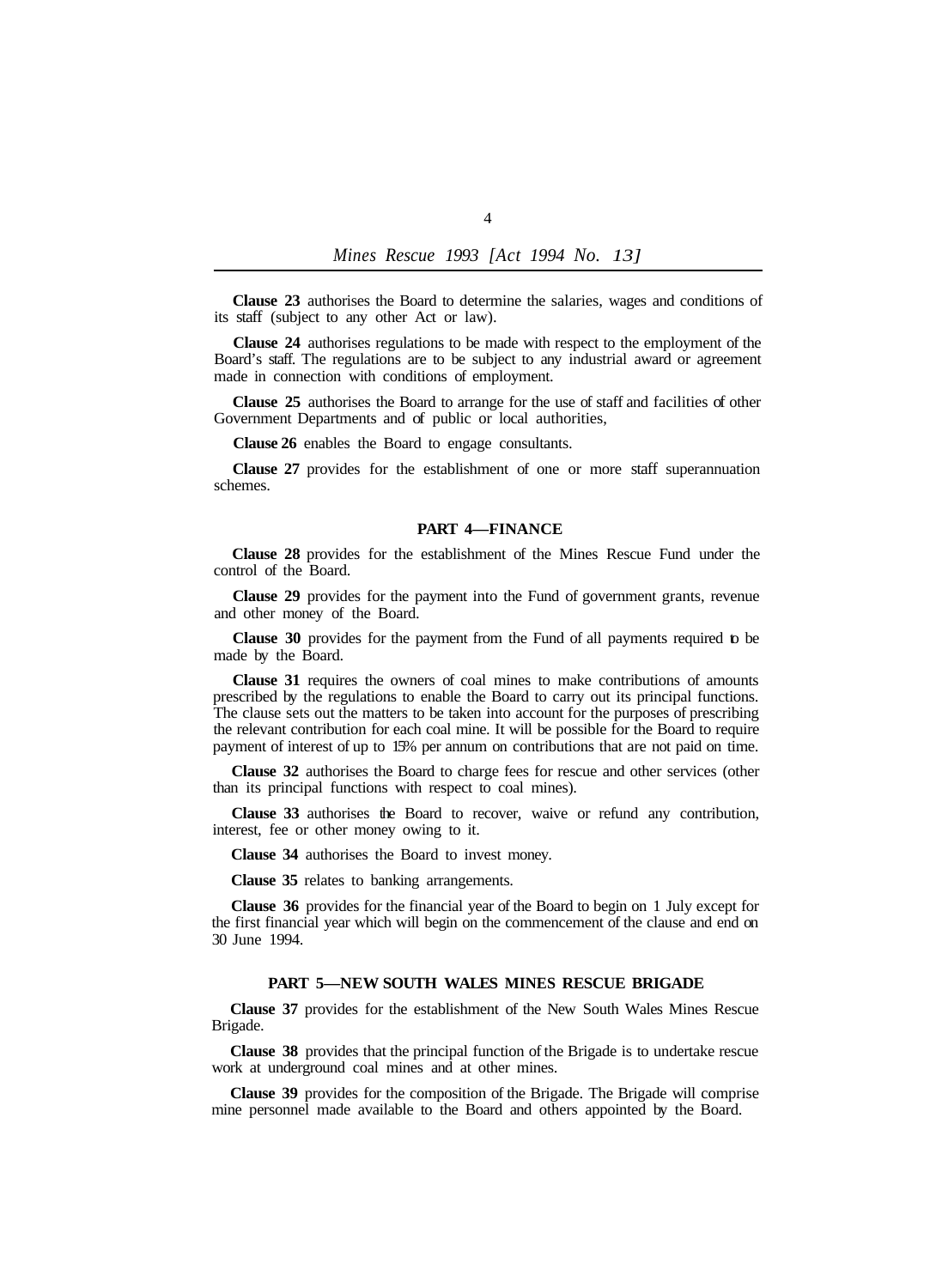**Clause 23** authorises the Board to determine the salaries, wages and conditions of its staff (subject to any other Act or law).

**Clause 24** authorises regulations to be made with respect to the employment of the Board's staff. The regulations are to be subject to any industrial award or agreement made in connection with conditions of employment.

**Clause 25** authorises the Board to arrange for the use of staff and facilities of other Government Departments and of public or local authorities,

**Clause 26** enables the Board to engage consultants.

**Clause 27** provides for the establishment of one or more staff superannuation schemes.

## PART 4—FINANCE

**Clause 28** provides for the establishment of the Mines Rescue Fund under the control of the Board.

**Clause 29** provides for the payment into the Fund of government grants, revenue and other money of the Board.

**Clause 30** provides for the payment from the Fund of all payments required to be made by the Board.

**Clause 31** requires the owners of coal mines to make contributions of amounts prescribed by the regulations to enable the Board to carry out its principal functions. The clause sets out the matters to be taken into account for the purposes of prescribing the relevant contribution for each coal mine. It will be possible for the Board to require payment of interest of up to 15% per annum on contributions that are not paid on time.

**Clause 32** authorises the Board to charge fees for rescue and other services (other than its principal functions with respect to coal mines).

**Clause 33** authorises the Board to recover, waive or refund any contribution, interest, fee or other money owing to it.

**Clause 34** authorises the Board to invest money.

**Clause 35** relates to banking arrangements.

**Clause 36** provides for the financial year of the Board to begin on 1 July except for the first financial year which will begin on the commencement of the clause and end on 30 June 1994.

## PART 5—NEW SOUTH WALES MINES RESCUE BRIGADE

**Clause 37** provides for the establishment of the New South Wales Mines Rescue Brigade.

**Clause 38** provides that the principal function of the Brigade is to undertake rescue work at underground coal mines and at other mines.

**Clause 39** provides for the composition of the Brigade. The Brigade will comprise mine personnel made available to the Board and others appointed by the Board.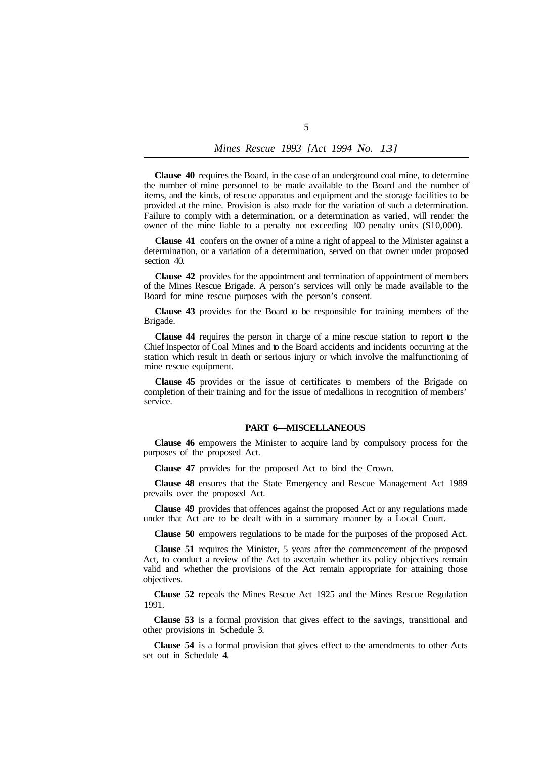**Clause 40** requires the Board, in the case of an underground coal mine, to determine the number of mine personnel to be made available to the Board and the number of items, and the kinds, of rescue apparatus and equipment and the storage facilities to be provided at the mine. Provision is also made for the variation of such a determination. Failure to comply with a determination, or a determination as varied, will render the owner of the mine liable to a penalty not exceeding 100 penalty units ($10,000).

**Clause 41** confers on the owner of a mine a right of appeal to the Minister against a determination, or a variation of a determination, served on that owner under proposed section 40.

**Clause 42** provides for the appointment and termination of appointment of members of the Mines Rescue Brigade. A person's services will only be made available to the Board for mine rescue purposes with the person's consent.

**Clause 43** provides for the Board to be responsible for training members of the Brigade.

**Clause 44** requires the person in charge of a mine rescue station to report to the Chief Inspector of Coal Mines and to the Board accidents and incidents occurring at the station which result in death or serious injury or which involve the malfunctioning of mine rescue equipment.

**Clause 45** provides or the issue of certificates to members of the Brigade on completion of their training and for the issue of medallions in recognition of members' service.

**PART 6—MISCELLANEOUS**

**Clause 46** empowers the Minister to acquire land by compulsory process for the purposes of the proposed Act.

**Clause 47** provides for the proposed Act to bind the Crown.

**Clause 48** ensures that the State Emergency and Rescue Management Act 1989 prevails over the proposed Act.

**Clause 49** provides that offences against the proposed Act or any regulations made under that Act are to be dealt with in a summary manner by a Local Court.

**Clause 50** empowers regulations to be made for the purposes of the proposed Act.

**Clause 51** requires the Minister, 5 years after the commencement of the proposed Act, to conduct a review of the Act to ascertain whether its policy objectives remain valid and whether the provisions of the Act remain appropriate for attaining those objectives.

**Clause 52** repeals the Mines Rescue Act 1925 and the Mines Rescue Regulation 1991.

**Clause 53** is a formal provision that gives effect to the savings, transitional and other provisions in Schedule 3.

**Clause 54** is a formal provision that gives effect to the amendments to other Acts set out in Schedule 4.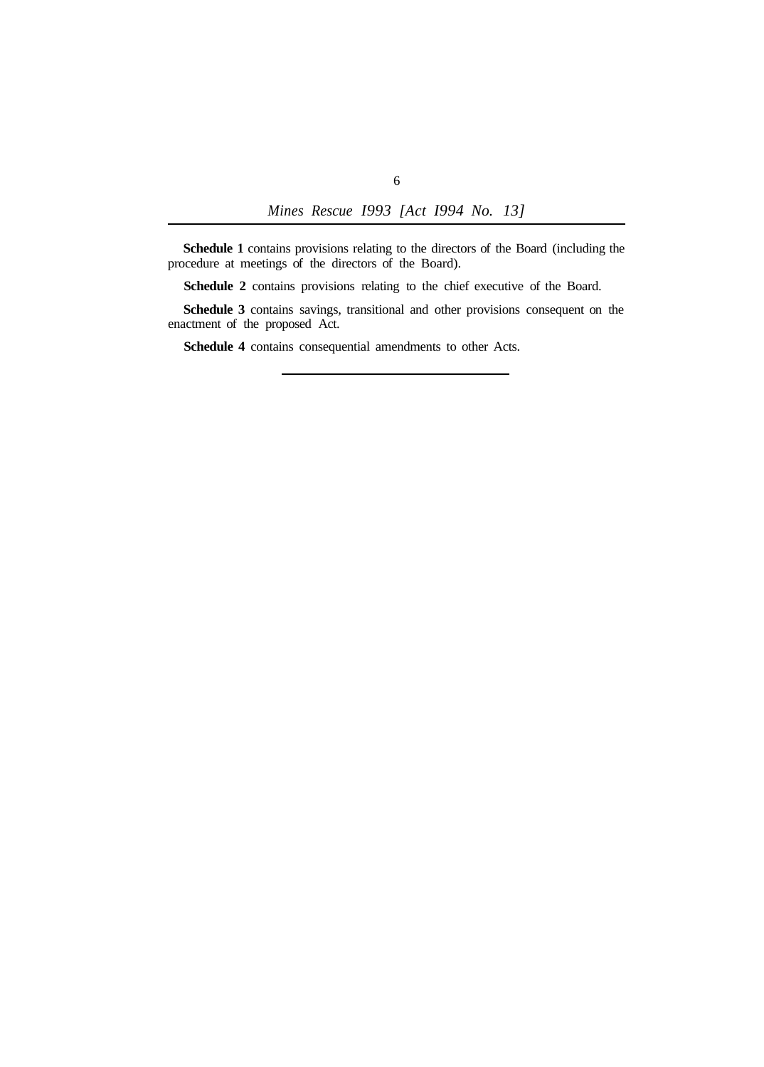**Schedule 1** contains provisions relating to the directors of the Board (including the procedure at meetings of the directors of the Board).

**Schedule 2** contains provisions relating to the chief executive of the Board.

**Schedule 3** contains savings, transitional and other provisions consequent on the enactment of the proposed Act.

**Schedule 4** contains consequential amendments to other Acts.